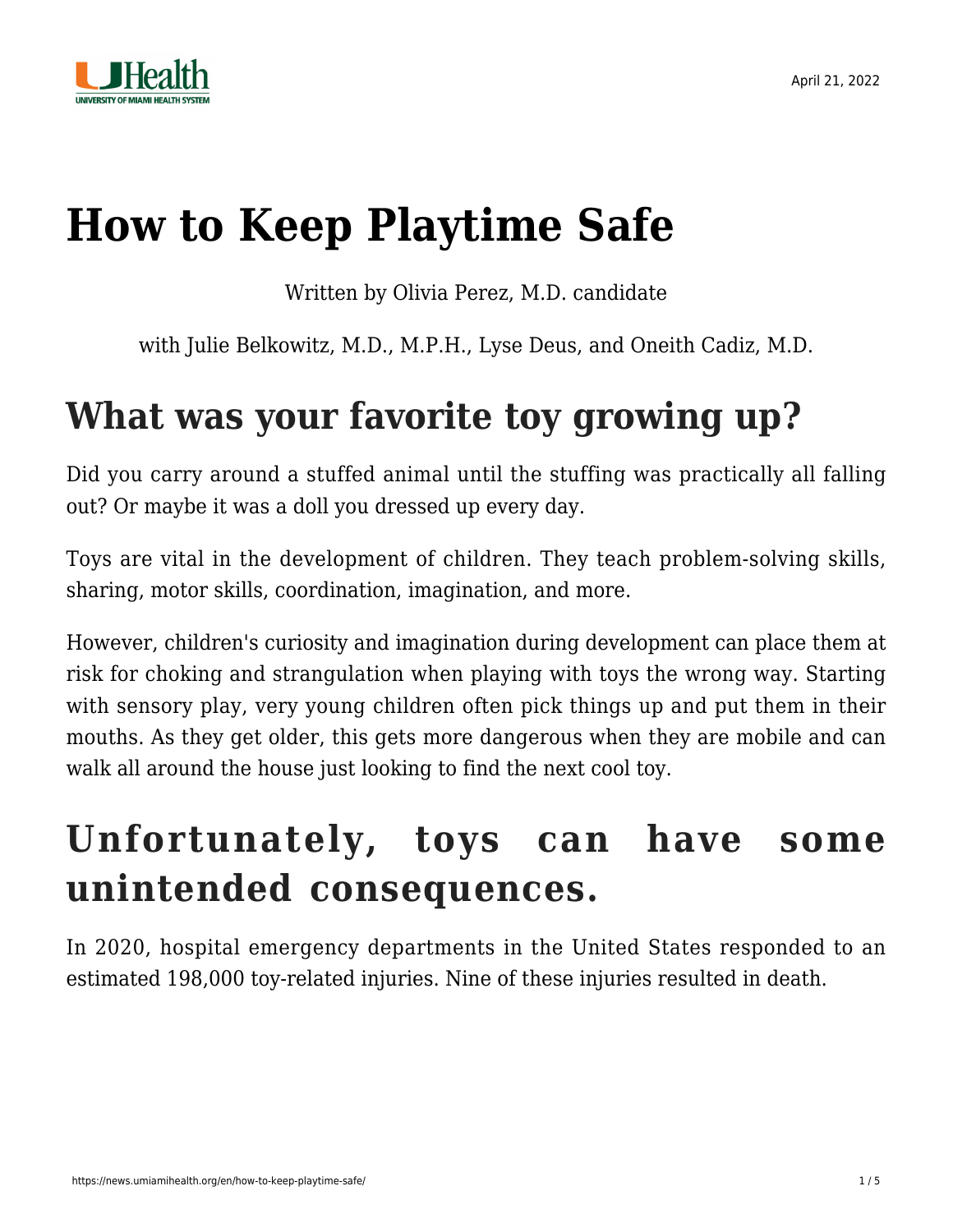# How to Keep Playtime Safe

Written by Olivia Perez, M.D. candidate

with Julie Belkowitz, M.D., M.P.H., Lyse Deus, and Oneith Cadiz, M.D.

## What was your favorite toy growing up?

Did you carry around a stuffed animal until the stuffing was practically all falling out? Or maybe it was a doll you dressed up every day.

Toys are vital in the development of children. They teach problem-solving skills, sharing, motor skills, coordination, imagination, and more.

However, children's curiosity and imagination during development can place them at risk for choking and strangulation when playing with toys the wrong way. Starting with sensory play, very young children often pick things up and put them in their mouths. As they get older, this gets more dangerous when they are mobile and can walk all around the house just looking to find the next cool toy.

## Unfortunately, toys can have some unintended consequences.

In 2020, hospital emergency departments in the United States responded to an estimated 198,000 toy-related injuries. Nine of these injuries resulted in death.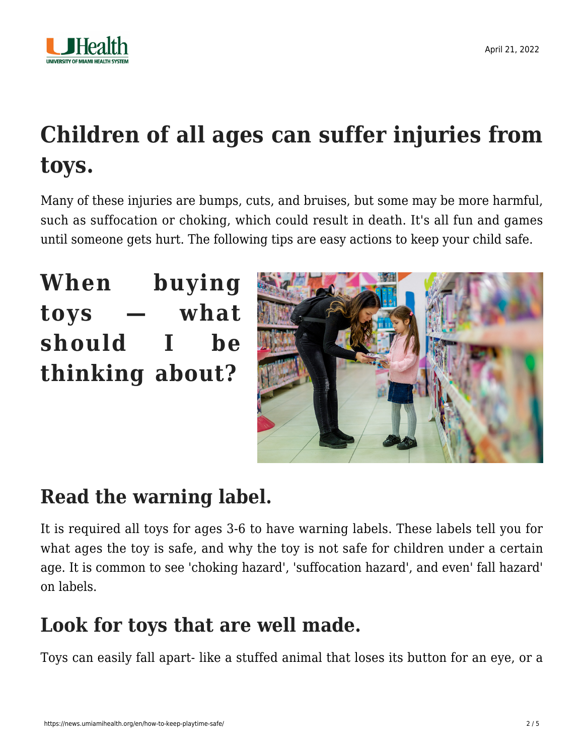## Children of all ages can suffer injuries from toys.

Many of these injuries are bumps, cuts, and bruises, but some may be more harmful, such as suffocation or choking, which could result in death. It's all fun and games until someone gets hurt. The following tips are easy actions to keep your child safe.

## When buying toys — what should I be thinking about?

### Read the warning label.

It is required all toys for ages 3-6 to have warning labels. These labels tell you for what ages the toy is safe, and why the toy is not safe for children under a certain age. It is common to see 'choking hazard', 'suffocation hazard', and even' fall hazard' on labels.

### Look for toys that are well made.

Toys can easily fall apart- like a stuffed animal that loses its button for an eye, or a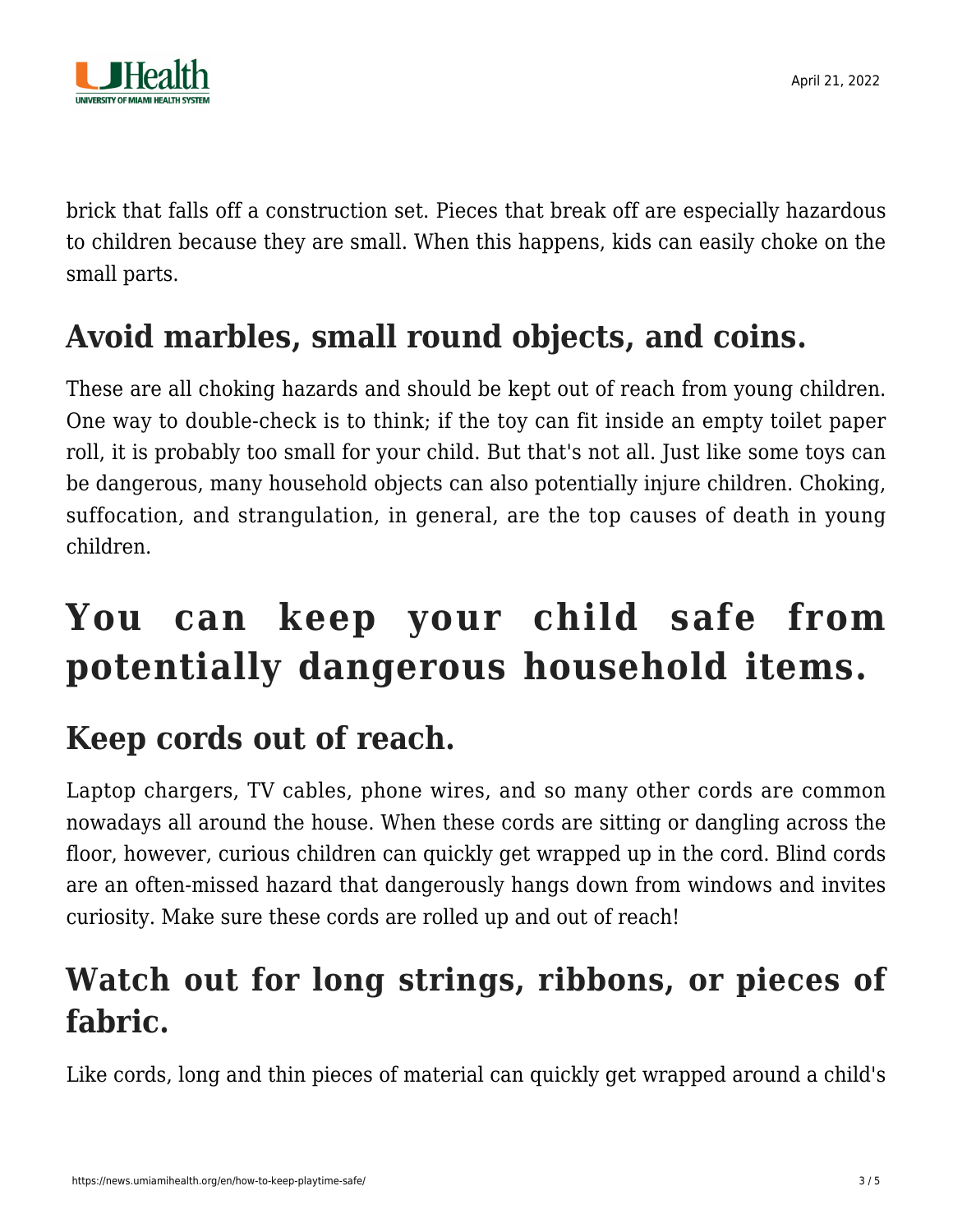brick that falls off a construction set. Pieces that break off are especially hazardous to children because they are small. When this happens, kids can easily choke on the small parts.

## Avoid marbles, small round objects, and coins.

These are all choking hazards and should be kept out of reach from young children. One way to double-check is to think; if the toy can fit inside an empty toilet paper roll, it is probably too small for your child. But that's not all. Just like some toys can be dangerous, many household objects can also potentially injure children. Choking, suffocation, and strangulation, in general, are the top causes of death in young children.

# You can keep your child safe from potentially dangerous household items.

## Keep cords out of reach.

Laptop chargers, TV cables, phone wires, and so many other cords are common nowadays all around the house. When these cords are sitting or dangling across the floor, however, curious children can quickly get wrapped up in the cord. Blind cords are an often-missed hazard that dangerously hangs down from windows and invites curiosity. Make sure these cords are rolled up and out of reach!

## Watch out for long strings, ribbons, or pieces of fabric.

Like cords, long and thin pieces of material can quickly get wrapped around a child's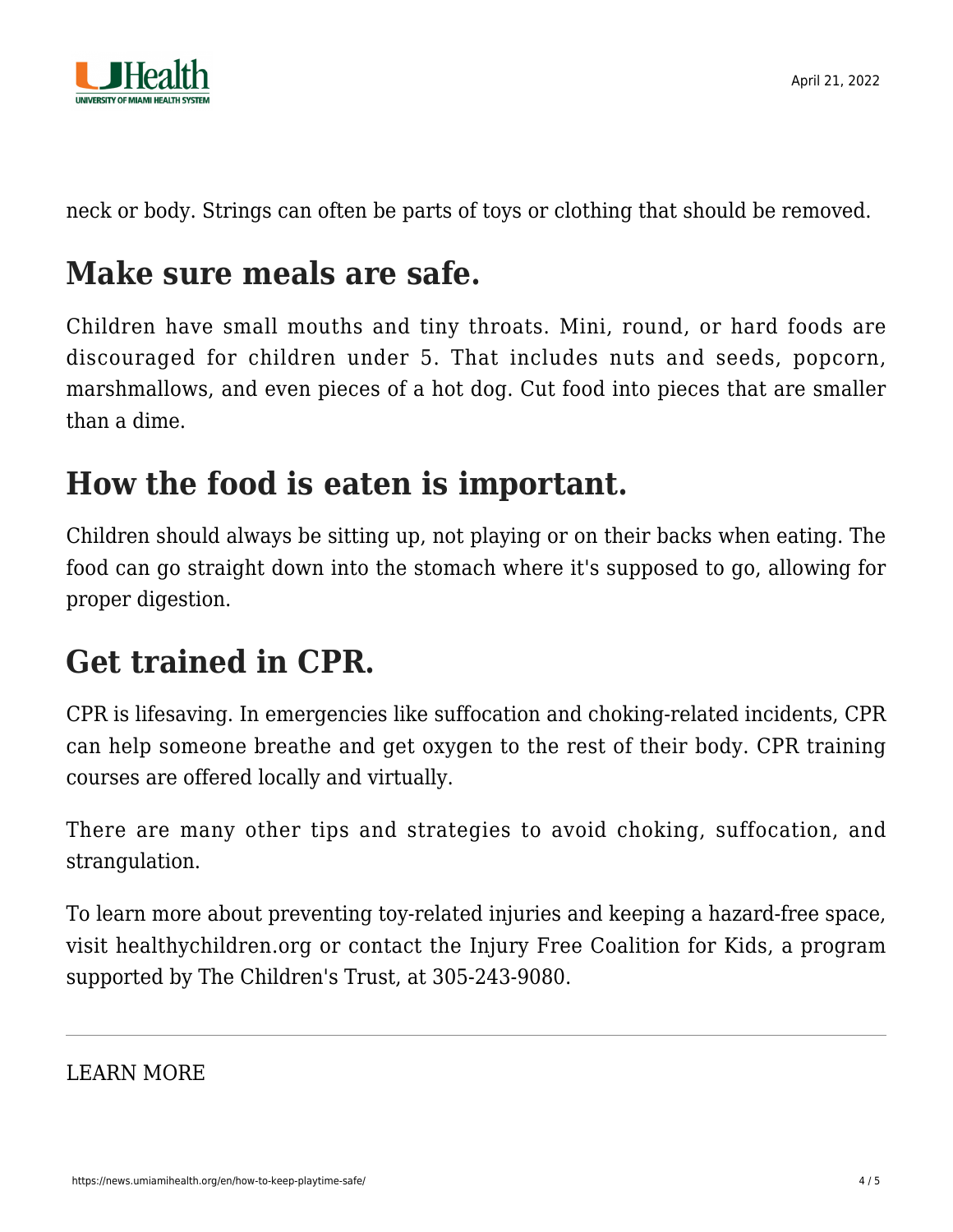neck or body. Strings can often be parts of toys or clothing that should be removed.

## Make sure meals are safe.

Children have small mouths and tiny throats. Mini, round, or hard foods are discouraged for children under 5. That includes nuts and seeds, popcorn, marshmallows, and even pieces of a hot dog. Cut food into pieces that are smaller than a dime.

## How the food is eaten is important.

Children should always be sitting up, not playing or on their backs when eating. The food can go straight down into the stomach where it's supposed to go, allowing for proper digestion.

## Get trained in CPR.

CPR is lifesaving. In emergencies like suffocation and choking-related incidents, CPR can help someone breathe and get oxygen to the rest of their body. CPR training courses are offered locally and virtually.

There are many other tips and strategies to avoid choking, suffocation, and strangulation.

To learn more about preventing toy-related injuries and keeping a hazard-free space, visit healthychildren.org or contact the Injury Free Coalition for Kids, a program supported by The Children's Trust, at 305-243-9080.

---

LEARN MORE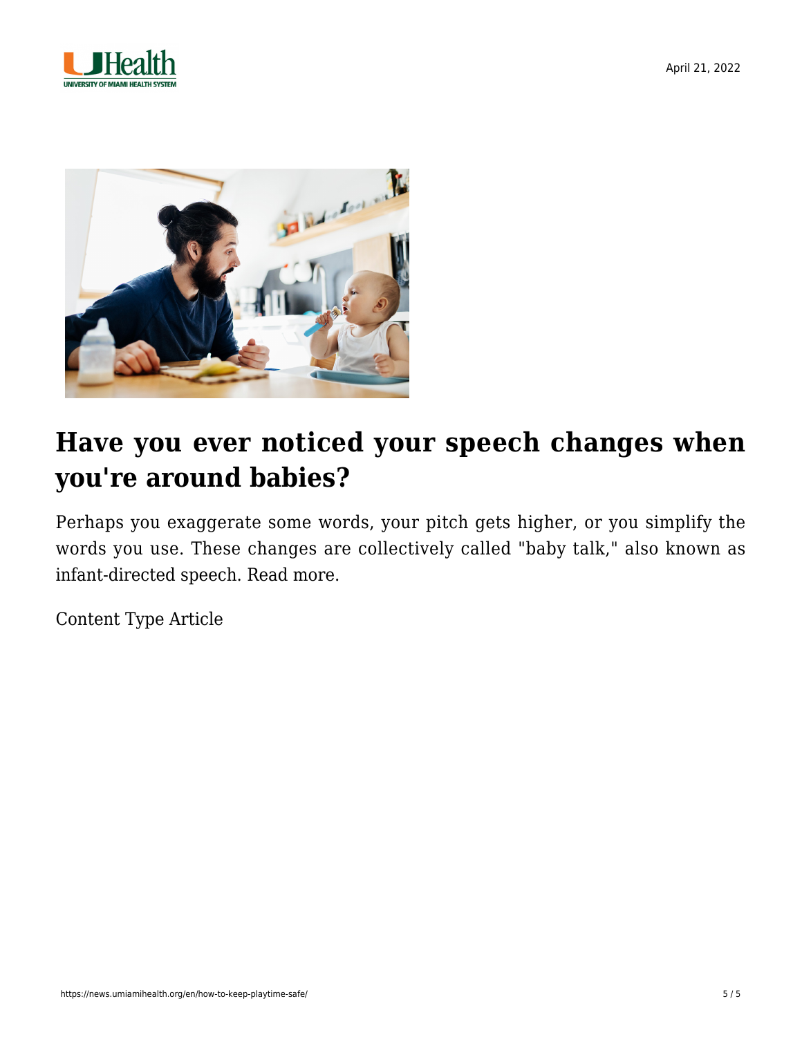## Have you ever noticed your speech changes when you're around babies?

Perhaps you exaggerate some words, your pitch gets higher, or you simplify the words you use. These changes are collectively called "baby talk," also known as infant-directed speech. Read more.

Content Type Article